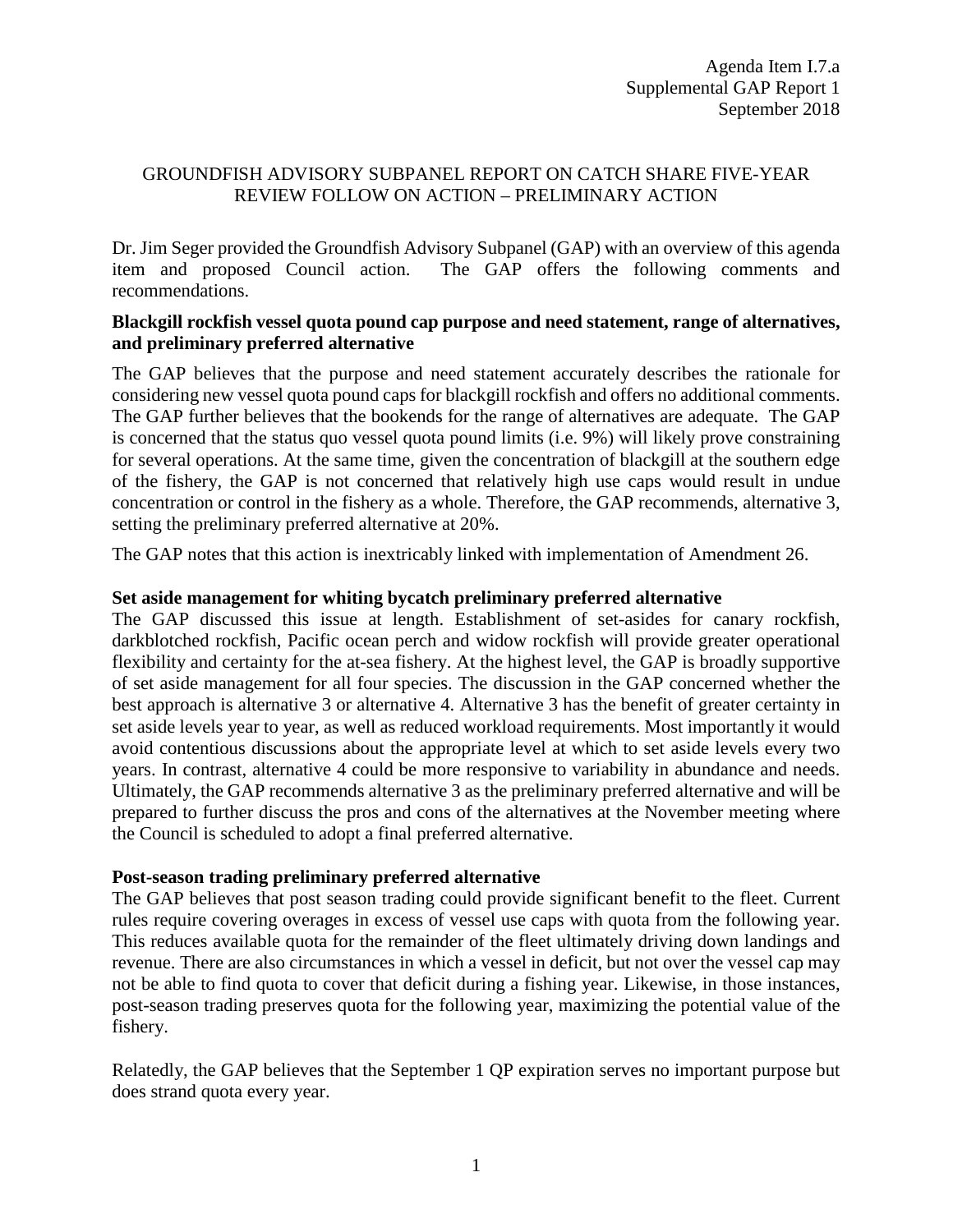Agenda Item I.7.a
Supplemental GAP Report 1
September 2018

# GROUNDFISH ADVISORY SUBPANEL REPORT ON CATCH SHARE FIVE-YEAR REVIEW FOLLOW ON ACTION – PRELIMINARY ACTION

Dr. Jim Seger provided the Groundfish Advisory Subpanel (GAP) with an overview of this agenda item and proposed Council action. The GAP offers the following comments and recommendations.

**Blackgill rockfish vessel quota pound cap purpose and need statement, range of alternatives, and preliminary preferred alternative**

The GAP believes that the purpose and need statement accurately describes the rationale for considering new vessel quota pound caps for blackgill rockfish and offers no additional comments. The GAP further believes that the bookends for the range of alternatives are adequate. The GAP is concerned that the status quo vessel quota pound limits (i.e. 9%) will likely prove constraining for several operations. At the same time, given the concentration of blackgill at the southern edge of the fishery, the GAP is not concerned that relatively high use caps would result in undue concentration or control in the fishery as a whole. Therefore, the GAP recommends, alternative 3, setting the preliminary preferred alternative at 20%.

The GAP notes that this action is inextricably linked with implementation of Amendment 26.

**Set aside management for whiting bycatch preliminary preferred alternative**

The GAP discussed this issue at length. Establishment of set-asides for canary rockfish, darkblotched rockfish, Pacific ocean perch and widow rockfish will provide greater operational flexibility and certainty for the at-sea fishery. At the highest level, the GAP is broadly supportive of set aside management for all four species. The discussion in the GAP concerned whether the best approach is alternative 3 or alternative 4. Alternative 3 has the benefit of greater certainty in set aside levels year to year, as well as reduced workload requirements. Most importantly it would avoid contentious discussions about the appropriate level at which to set aside levels every two years. In contrast, alternative 4 could be more responsive to variability in abundance and needs. Ultimately, the GAP recommends alternative 3 as the preliminary preferred alternative and will be prepared to further discuss the pros and cons of the alternatives at the November meeting where the Council is scheduled to adopt a final preferred alternative.

**Post-season trading preliminary preferred alternative**

The GAP believes that post season trading could provide significant benefit to the fleet. Current rules require covering overages in excess of vessel use caps with quota from the following year. This reduces available quota for the remainder of the fleet ultimately driving down landings and revenue. There are also circumstances in which a vessel in deficit, but not over the vessel cap may not be able to find quota to cover that deficit during a fishing year. Likewise, in those instances, post-season trading preserves quota for the following year, maximizing the potential value of the fishery.

Relatedly, the GAP believes that the September 1 QP expiration serves no important purpose but does strand quota every year.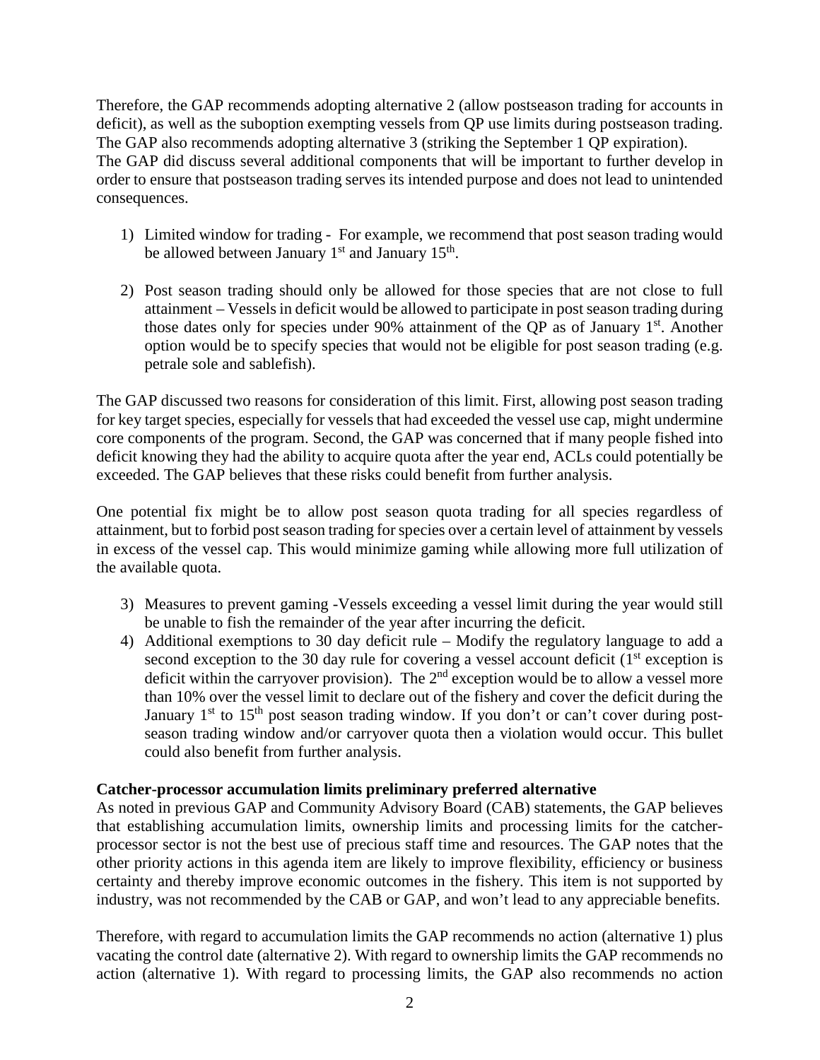Therefore, the GAP recommends adopting alternative 2 (allow postseason trading for accounts in deficit), as well as the suboption exempting vessels from QP use limits during postseason trading. The GAP also recommends adopting alternative 3 (striking the September 1 QP expiration).
The GAP did discuss several additional components that will be important to further develop in order to ensure that postseason trading serves its intended purpose and does not lead to unintended consequences.

1) Limited window for trading - For example, we recommend that post season trading would be allowed between January 1st and January 15th.

2) Post season trading should only be allowed for those species that are not close to full attainment – Vessels in deficit would be allowed to participate in post season trading during those dates only for species under 90% attainment of the QP as of January 1st. Another option would be to specify species that would not be eligible for post season trading (e.g. petrale sole and sablefish).

The GAP discussed two reasons for consideration of this limit. First, allowing post season trading for key target species, especially for vessels that had exceeded the vessel use cap, might undermine core components of the program. Second, the GAP was concerned that if many people fished into deficit knowing they had the ability to acquire quota after the year end, ACLs could potentially be exceeded. The GAP believes that these risks could benefit from further analysis.

One potential fix might be to allow post season quota trading for all species regardless of attainment, but to forbid post season trading for species over a certain level of attainment by vessels in excess of the vessel cap. This would minimize gaming while allowing more full utilization of the available quota.

3) Measures to prevent gaming -Vessels exceeding a vessel limit during the year would still be unable to fish the remainder of the year after incurring the deficit.
4) Additional exemptions to 30 day deficit rule – Modify the regulatory language to add a second exception to the 30 day rule for covering a vessel account deficit (1st exception is deficit within the carryover provision). The 2nd exception would be to allow a vessel more than 10% over the vessel limit to declare out of the fishery and cover the deficit during the January 1st to 15th post season trading window. If you don't or can't cover during post-season trading window and/or carryover quota then a violation would occur. This bullet could also benefit from further analysis.

**Catcher-processor accumulation limits preliminary preferred alternative**
As noted in previous GAP and Community Advisory Board (CAB) statements, the GAP believes that establishing accumulation limits, ownership limits and processing limits for the catcher-processor sector is not the best use of precious staff time and resources. The GAP notes that the other priority actions in this agenda item are likely to improve flexibility, efficiency or business certainty and thereby improve economic outcomes in the fishery. This item is not supported by industry, was not recommended by the CAB or GAP, and won't lead to any appreciable benefits.

Therefore, with regard to accumulation limits the GAP recommends no action (alternative 1) plus vacating the control date (alternative 2). With regard to ownership limits the GAP recommends no action (alternative 1). With regard to processing limits, the GAP also recommends no action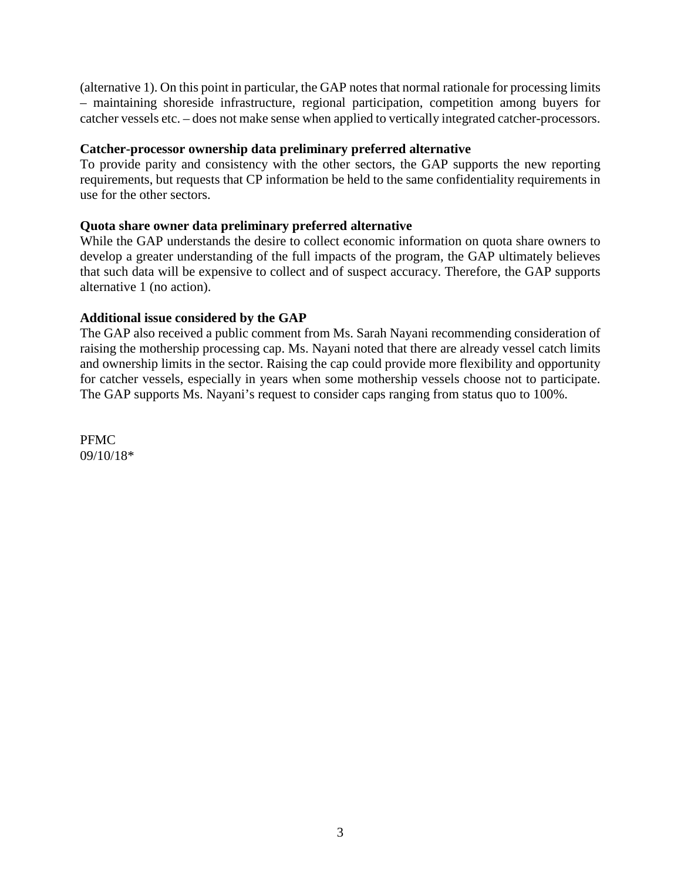(alternative 1). On this point in particular, the GAP notes that normal rationale for processing limits – maintaining shoreside infrastructure, regional participation, competition among buyers for catcher vessels etc. – does not make sense when applied to vertically integrated catcher-processors.

**Catcher-processor ownership data preliminary preferred alternative**

To provide parity and consistency with the other sectors, the GAP supports the new reporting requirements, but requests that CP information be held to the same confidentiality requirements in use for the other sectors.

**Quota share owner data preliminary preferred alternative**

While the GAP understands the desire to collect economic information on quota share owners to develop a greater understanding of the full impacts of the program, the GAP ultimately believes that such data will be expensive to collect and of suspect accuracy. Therefore, the GAP supports alternative 1 (no action).

**Additional issue considered by the GAP**

The GAP also received a public comment from Ms. Sarah Nayani recommending consideration of raising the mothership processing cap. Ms. Nayani noted that there are already vessel catch limits and ownership limits in the sector. Raising the cap could provide more flexibility and opportunity for catcher vessels, especially in years when some mothership vessels choose not to participate. The GAP supports Ms. Nayani's request to consider caps ranging from status quo to 100%.

PFMC
09/10/18*